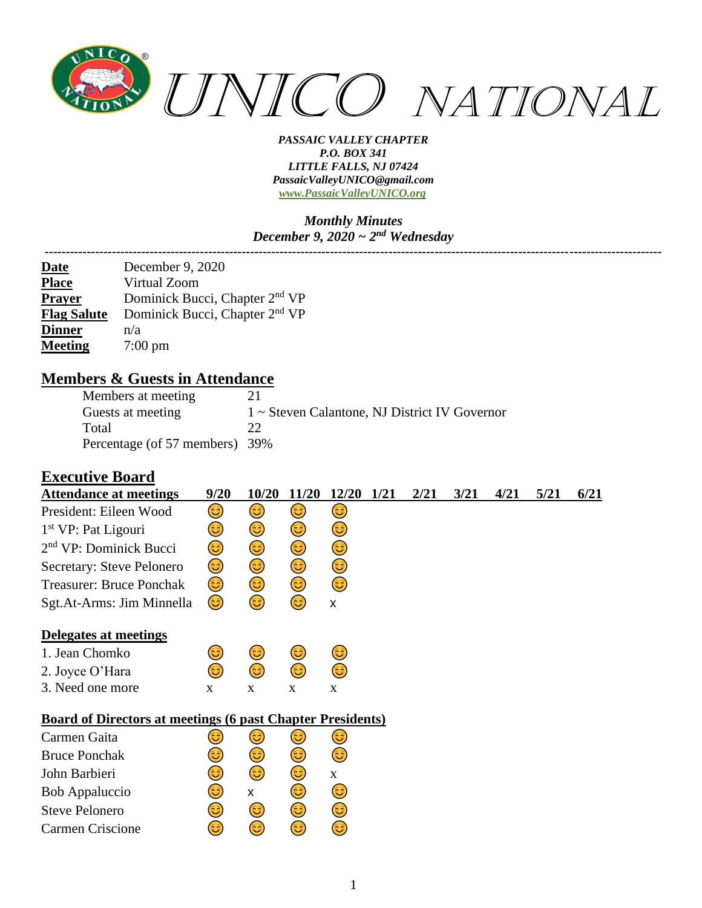# UNICO NATIONAL

***PASSAIC VALLEY CHAPTER***
***P.O. BOX 341***
***LITTLE FALLS, NJ 07424***
***PassaicValleyUNICO@gmail.com***
***www.PassaicValleyUNICO.org***

***Monthly Minutes***
***December 9, 2020 ~ 2nd Wednesday***

---

| | |
|---|---|
| **Date** | December 9, 2020 |
| **Place** | Virtual Zoom |
| **Prayer** | Dominick Bucci, Chapter 2nd VP |
| **Flag Salute** | Dominick Bucci, Chapter 2nd VP |
| **Dinner** | n/a |
| **Meeting** | 7:00 pm |

## Members & Guests in Attendance

| | |
|---|---|
| Members at meeting | 21 |
| Guests at meeting | 1 ~ Steven Calantone, NJ District IV Governor |
| Total | 22 |
| Percentage (of 57 members) | 39% |

## Executive Board

| Attendance at meetings | 9/20 | 10/20 | 11/20 | 12/20 | 1/21 | 2/21 | 3/21 | 4/21 | 5/21 | 6/21 |
|---|---|---|---|---|---|---|---|---|---|---|
| President: Eileen Wood | 😊 | 😊 | 😊 | 😊 | | | | | | |
| 1st VP: Pat Ligouri | 😊 | 😊 | 😊 | 😊 | | | | | | |
| 2nd VP: Dominick Bucci | 😊 | 😊 | 😊 | 😊 | | | | | | |
| Secretary: Steve Pelonero | 😊 | 😊 | 😊 | 😊 | | | | | | |
| Treasurer: Bruce Ponchak | 😊 | 😊 | 😊 | 😊 | | | | | | |
| Sgt.At-Arms: Jim Minnella | 😊 | 😊 | 😊 | x | | | | | | |

| Delegates at meetings | 9/20 | 10/20 | 11/20 | 12/20 |
|---|---|---|---|---|
| 1. Jean Chomko | 😊 | 😊 | 😊 | 😊 |
| 2. Joyce O'Hara | 😊 | 😊 | 😊 | 😊 |
| 3. Need one more | x | x | x | x |

| Board of Directors at meetings (6 past Chapter Presidents) | 9/20 | 10/20 | 11/20 | 12/20 |
|---|---|---|---|---|
| Carmen Gaita | 😊 | 😊 | 😊 | 😊 |
| Bruce Ponchak | 😊 | 😊 | 😊 | 😊 |
| John Barbieri | 😊 | 😊 | 😊 | x |
| Bob Appaluccio | 😊 | x | 😊 | 😊 |
| Steve Pelonero | 😊 | 😊 | 😊 | 😊 |
| Carmen Criscione | 😊 | 😊 | 😊 | 😊 |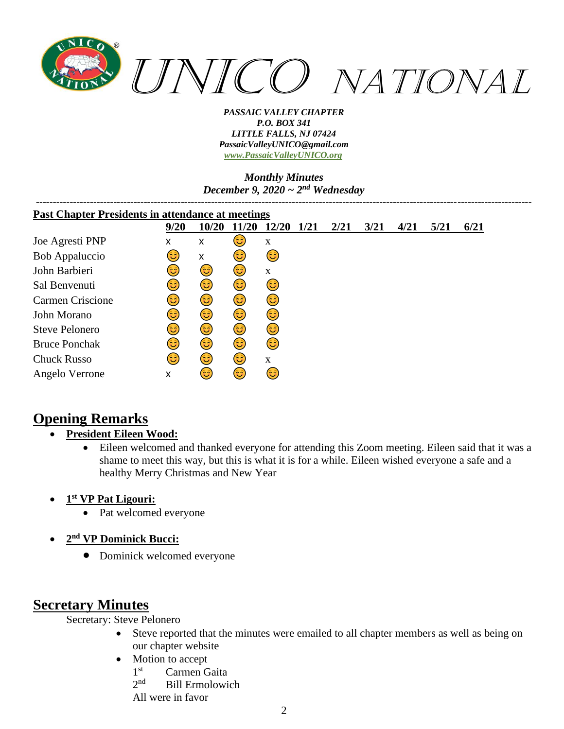# UNICO NATIONAL

***PASSAIC VALLEY CHAPTER***
***P.O. BOX 341***
***LITTLE FALLS, NJ 07424***
***PassaicValleyUNICO@gmail.com***
***www.PassaicValleyUNICO.org***

***Monthly Minutes***
***December 9, 2020 ~ 2nd Wednesday***

---

**Past Chapter Presidents in attendance at meetings**

| | 9/20 | 10/20 | 11/20 | 12/20 | 1/21 | 2/21 | 3/21 | 4/21 | 5/21 | 6/21 |
|---|---|---|---|---|---|---|---|---|---|---|
| Joe Agresti PNP | x | x | 😊 | x | | | | | | |
| Bob Appaluccio | 😊 | x | 😊 | 😊 | | | | | | |
| John Barbieri | 😊 | 😊 | 😊 | x | | | | | | |
| Sal Benvenuti | 😊 | 😊 | 😊 | 😊 | | | | | | |
| Carmen Criscione | 😊 | 😊 | 😊 | 😊 | | | | | | |
| John Morano | 😊 | 😊 | 😊 | 😊 | | | | | | |
| Steve Pelonero | 😊 | 😊 | 😊 | 😊 | | | | | | |
| Bruce Ponchak | 😊 | 😊 | 😊 | 😊 | | | | | | |
| Chuck Russo | 😊 | 😊 | 😊 | x | | | | | | |
| Angelo Verrone | x | 😊 | 😊 | 😊 | | | | | | |

## Opening Remarks

- **President Eileen Wood:**
  - Eileen welcomed and thanked everyone for attending this Zoom meeting. Eileen said that it was a shame to meet this way, but this is what it is for a while. Eileen wished everyone a safe and a healthy Merry Christmas and New Year

- **1st VP Pat Ligouri:**
  - Pat welcomed everyone

- **2nd VP Dominick Bucci:**
  - Dominick welcomed everyone

## Secretary Minutes

Secretary: Steve Pelonero

- Steve reported that the minutes were emailed to all chapter members as well as being on our chapter website
- Motion to accept
  1st Carmen Gaita
  2nd Bill Ermolowich
  All were in favor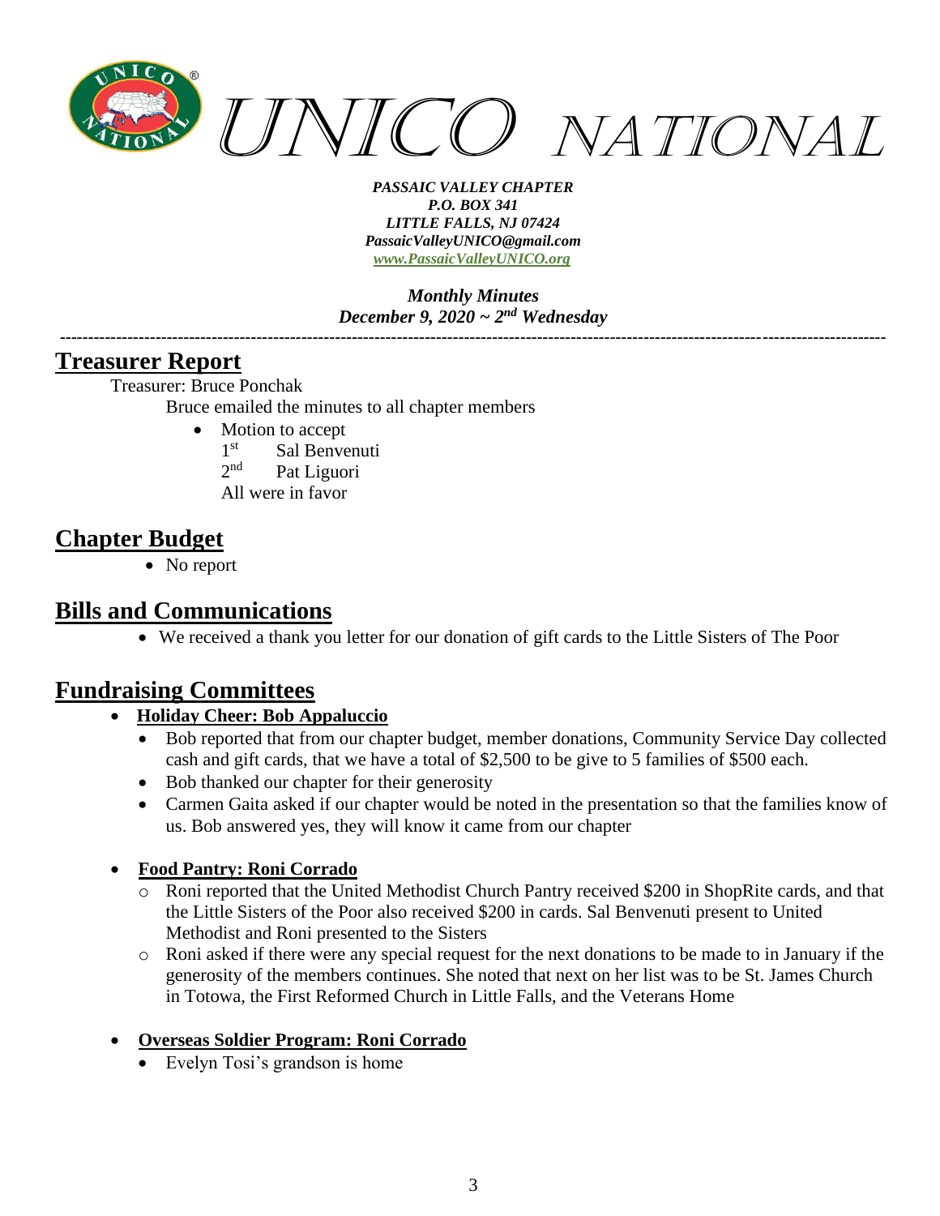# *UNICO NATIONAL*

***PASSAIC VALLEY CHAPTER***
***P.O. BOX 341***
***LITTLE FALLS, NJ 07424***
***PassaicValleyUNICO@gmail.com***
***www.PassaicValleyUNICO.org***

***Monthly Minutes***
***December 9, 2020 ~ 2nd Wednesday***

---

## Treasurer Report

Treasurer: Bruce Ponchak

Bruce emailed the minutes to all chapter members

- Motion to accept

  1st Sal Benvenuti

  2nd Pat Liguori

  All were in favor

## Chapter Budget

- No report

## Bills and Communications

- We received a thank you letter for our donation of gift cards to the Little Sisters of The Poor

## Fundraising Committees

- **Holiday Cheer: Bob Appaluccio**
  - Bob reported that from our chapter budget, member donations, Community Service Day collected cash and gift cards, that we have a total of $2,500 to be give to 5 families of $500 each.
  - Bob thanked our chapter for their generosity
  - Carmen Gaita asked if our chapter would be noted in the presentation so that the families know of us. Bob answered yes, they will know it came from our chapter

- **Food Pantry: Roni Corrado**
  - Roni reported that the United Methodist Church Pantry received $200 in ShopRite cards, and that the Little Sisters of the Poor also received $200 in cards. Sal Benvenuti present to United Methodist and Roni presented to the Sisters
  - Roni asked if there were any special request for the next donations to be made to in January if the generosity of the members continues. She noted that next on her list was to be St. James Church in Totowa, the First Reformed Church in Little Falls, and the Veterans Home

- **Overseas Soldier Program: Roni Corrado**
  - Evelyn Tosi's grandson is home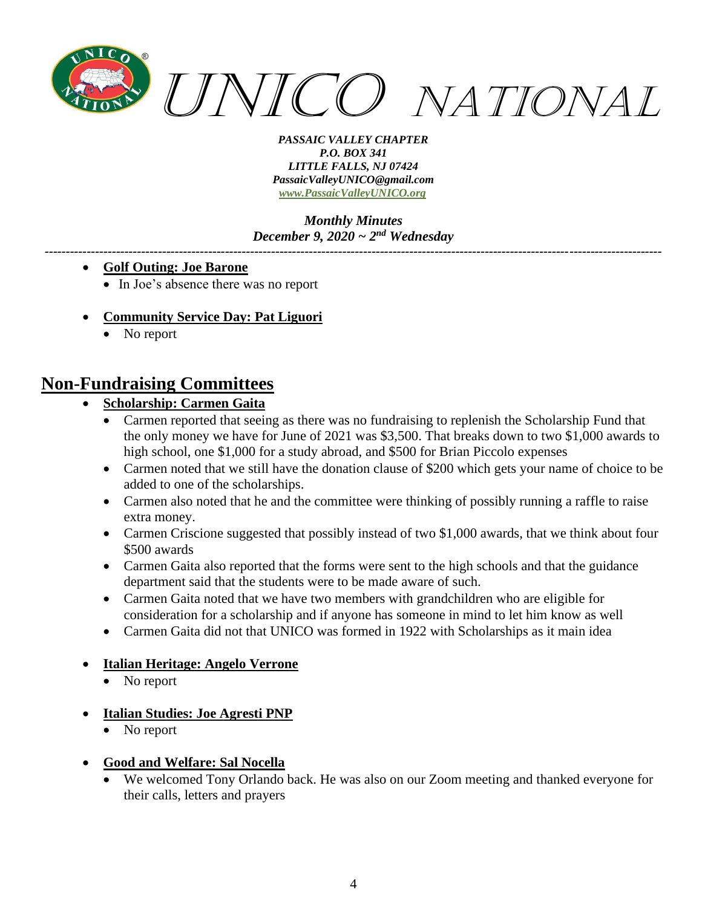- **Golf Outing: Joe Barone**
  - In Joe's absence there was no report

- **Community Service Day: Pat Liguori**
  - No report

## Non-Fundraising Committees

- **Scholarship: Carmen Gaita**
  - Carmen reported that seeing as there was no fundraising to replenish the Scholarship Fund that the only money we have for June of 2021 was $3,500. That breaks down to two $1,000 awards to high school, one $1,000 for a study abroad, and $500 for Brian Piccolo expenses
  - Carmen noted that we still have the donation clause of $200 which gets your name of choice to be added to one of the scholarships.
  - Carmen also noted that he and the committee were thinking of possibly running a raffle to raise extra money.
  - Carmen Criscione suggested that possibly instead of two $1,000 awards, that we think about four $500 awards
  - Carmen Gaita also reported that the forms were sent to the high schools and that the guidance department said that the students were to be made aware of such.
  - Carmen Gaita noted that we have two members with grandchildren who are eligible for consideration for a scholarship and if anyone has someone in mind to let him know as well
  - Carmen Gaita did not that UNICO was formed in 1922 with Scholarships as it main idea

- **Italian Heritage: Angelo Verrone**
  - No report

- **Italian Studies: Joe Agresti PNP**
  - No report

- **Good and Welfare: Sal Nocella**
  - We welcomed Tony Orlando back. He was also on our Zoom meeting and thanked everyone for their calls, letters and prayers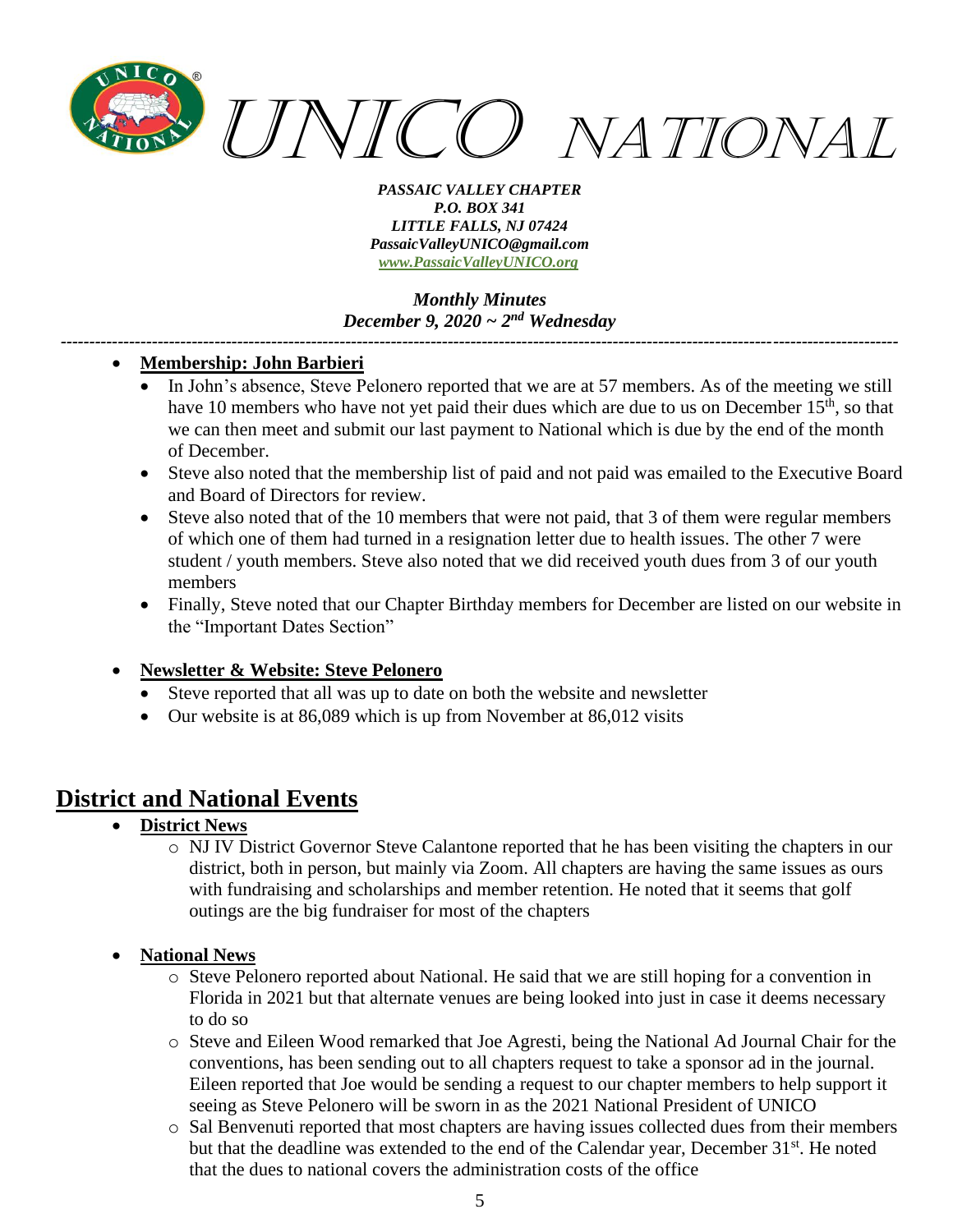- **Membership: John Barbieri**
  - In John's absence, Steve Pelonero reported that we are at 57 members. As of the meeting we still have 10 members who have not yet paid their dues which are due to us on December 15th, so that we can then meet and submit our last payment to National which is due by the end of the month of December.
  - Steve also noted that the membership list of paid and not paid was emailed to the Executive Board and Board of Directors for review.
  - Steve also noted that of the 10 members that were not paid, that 3 of them were regular members of which one of them had turned in a resignation letter due to health issues. The other 7 were student / youth members. Steve also noted that we did received youth dues from 3 of our youth members
  - Finally, Steve noted that our Chapter Birthday members for December are listed on our website in the "Important Dates Section"

- **Newsletter & Website: Steve Pelonero**
  - Steve reported that all was up to date on both the website and newsletter
  - Our website is at 86,089 which is up from November at 86,012 visits

## District and National Events

- **District News**
  - NJ IV District Governor Steve Calantone reported that he has been visiting the chapters in our district, both in person, but mainly via Zoom. All chapters are having the same issues as ours with fundraising and scholarships and member retention. He noted that it seems that golf outings are the big fundraiser for most of the chapters

- **National News**
  - Steve Pelonero reported about National. He said that we are still hoping for a convention in Florida in 2021 but that alternate venues are being looked into just in case it deems necessary to do so
  - Steve and Eileen Wood remarked that Joe Agresti, being the National Ad Journal Chair for the conventions, has been sending out to all chapters request to take a sponsor ad in the journal. Eileen reported that Joe would be sending a request to our chapter members to help support it seeing as Steve Pelonero will be sworn in as the 2021 National President of UNICO
  - Sal Benvenuti reported that most chapters are having issues collected dues from their members but that the deadline was extended to the end of the Calendar year, December 31st. He noted that the dues to national covers the administration costs of the office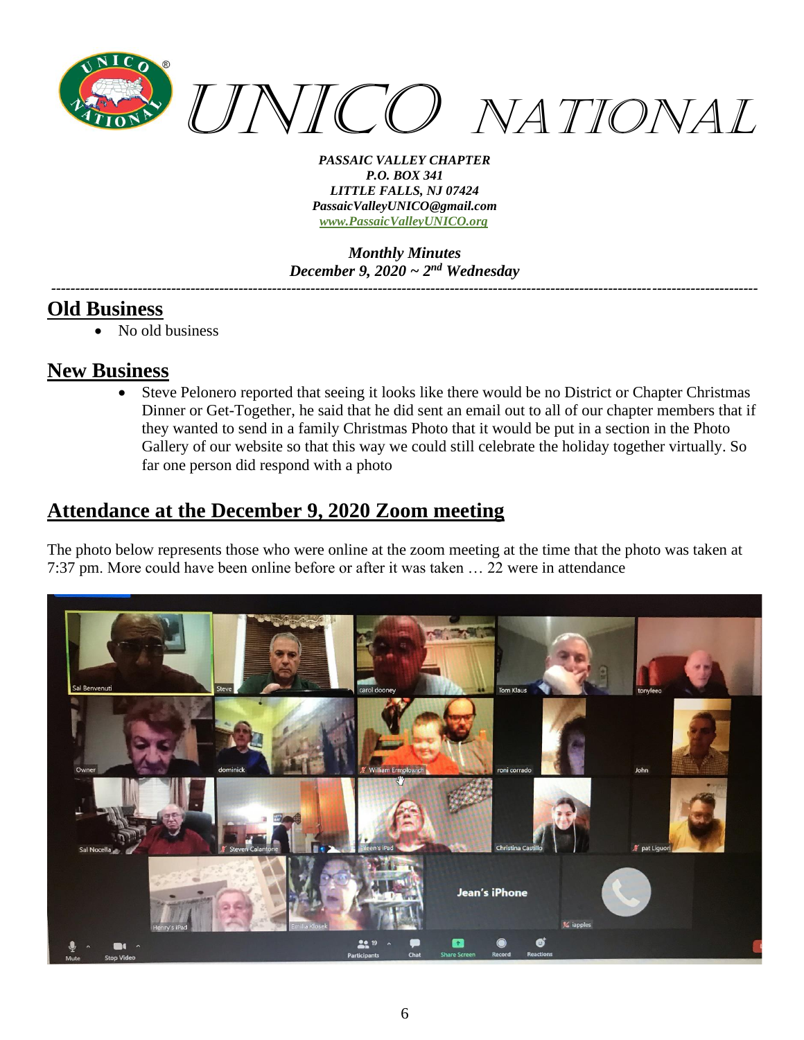# UNICO NATIONAL

***PASSAIC VALLEY CHAPTER***
***P.O. BOX 341***
***LITTLE FALLS, NJ 07424***
***PassaicValleyUNICO@gmail.com***
***www.PassaicValleyUNICO.org***

***Monthly Minutes***
***December 9, 2020 ~ 2nd Wednesday***

---

## Old Business

- No old business

## New Business

- Steve Pelonero reported that seeing it looks like there would be no District or Chapter Christmas Dinner or Get-Together, he said that he did sent an email out to all of our chapter members that if they wanted to send in a family Christmas Photo that it would be put in a section in the Photo Gallery of our website so that this way we could still celebrate the holiday together virtually. So far one person did respond with a photo

## Attendance at the December 9, 2020 Zoom meeting

The photo below represents those who were online at the zoom meeting at the time that the photo was taken at 7:37 pm. More could have been online before or after it was taken … 22 were in attendance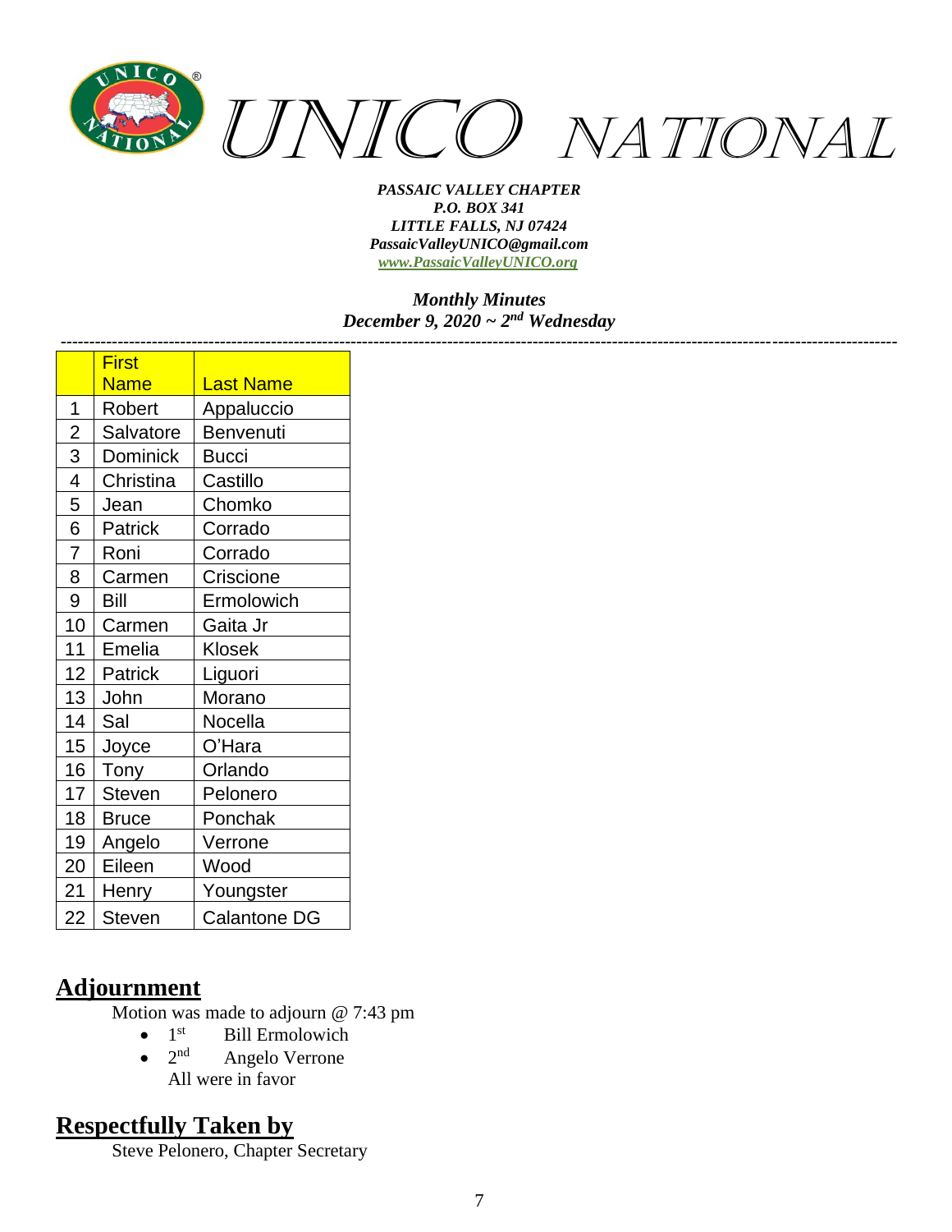# UNICO NATIONAL

***PASSAIC VALLEY CHAPTER***
***P.O. BOX 341***
***LITTLE FALLS, NJ 07424***
***PassaicValleyUNICO@gmail.com***
***www.PassaicValleyUNICO.org***

***Monthly Minutes***
***December 9, 2020 ~ 2nd Wednesday***

---

| | First Name | Last Name |
|---|---|---|
| 1 | Robert | Appaluccio |
| 2 | Salvatore | Benvenuti |
| 3 | Dominick | Bucci |
| 4 | Christina | Castillo |
| 5 | Jean | Chomko |
| 6 | Patrick | Corrado |
| 7 | Roni | Corrado |
| 8 | Carmen | Criscione |
| 9 | Bill | Ermolowich |
| 10 | Carmen | Gaita Jr |
| 11 | Emelia | Klosek |
| 12 | Patrick | Liguori |
| 13 | John | Morano |
| 14 | Sal | Nocella |
| 15 | Joyce | O'Hara |
| 16 | Tony | Orlando |
| 17 | Steven | Pelonero |
| 18 | Bruce | Ponchak |
| 19 | Angelo | Verrone |
| 20 | Eileen | Wood |
| 21 | Henry | Youngster |
| 22 | Steven | Calantone DG |

## Adjournment

Motion was made to adjourn @ 7:43 pm

- 1st Bill Ermolowich
- 2nd Angelo Verrone

All were in favor

## Respectfully Taken by

Steve Pelonero, Chapter Secretary